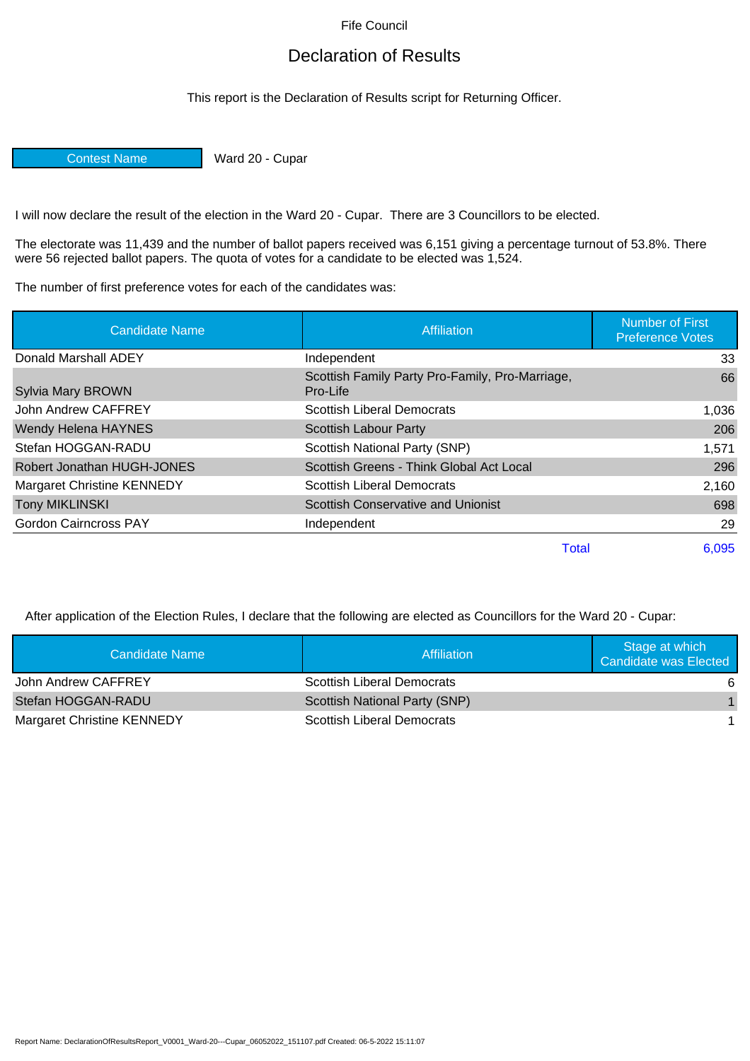Fife Council

# Declaration of Results

This report is the Declaration of Results script for Returning Officer.

| Contest Name | Ward 20 - Cupar |
|---|---|

I will now declare the result of the election in the Ward 20 - Cupar. There are 3 Councillors to be elected.

The electorate was 11,439 and the number of ballot papers received was 6,151 giving a percentage turnout of 53.8%. There were 56 rejected ballot papers. The quota of votes for a candidate to be elected was 1,524.

The number of first preference votes for each of the candidates was:

| Candidate Name | Affiliation | Number of First Preference Votes |
|---|---|---|
| Donald Marshall ADEY | Independent | 33 |
| Sylvia Mary BROWN | Scottish Family Party Pro-Family, Pro-Marriage, Pro-Life | 66 |
| John Andrew CAFFREY | Scottish Liberal Democrats | 1,036 |
| Wendy Helena HAYNES | Scottish Labour Party | 206 |
| Stefan HOGGAN-RADU | Scottish National Party (SNP) | 1,571 |
| Robert Jonathan HUGH-JONES | Scottish Greens - Think Global Act Local | 296 |
| Margaret Christine KENNEDY | Scottish Liberal Democrats | 2,160 |
| Tony MIKLINSKI | Scottish Conservative and Unionist | 698 |
| Gordon Cairncross PAY | Independent | 29 |
| | Total | 6,095 |

After application of the Election Rules, I declare that the following are elected as Councillors for the Ward 20 - Cupar:

| Candidate Name | Affiliation | Stage at which Candidate was Elected |
|---|---|---|
| John Andrew CAFFREY | Scottish Liberal Democrats | 6 |
| Stefan HOGGAN-RADU | Scottish National Party (SNP) | 1 |
| Margaret Christine KENNEDY | Scottish Liberal Democrats | 1 |

Report Name: DeclarationOfResultsReport_V0001_Ward-20---Cupar_06052022_151107.pdf Created: 06-5-2022 15:11:07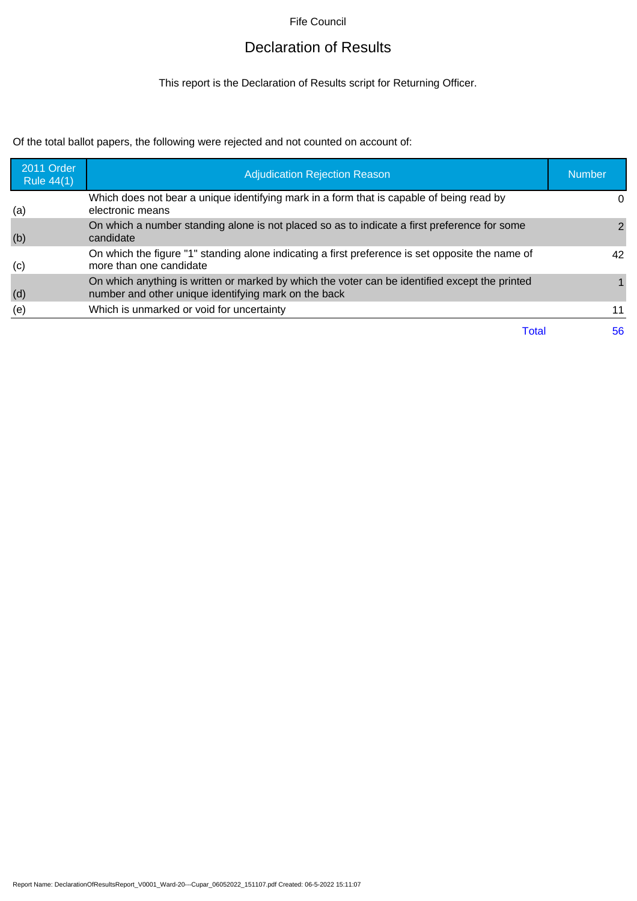Fife Council

# Declaration of Results

This report is the Declaration of Results script for Returning Officer.

Of the total ballot papers, the following were rejected and not counted on account of:

| 2011 Order Rule 44(1) | Adjudication Rejection Reason | Number |
|---|---|---|
| (a) | Which does not bear a unique identifying mark in a form that is capable of being read by electronic means | 0 |
| (b) | On which a number standing alone is not placed so as to indicate a first preference for some candidate | 2 |
| (c) | On which the figure "1" standing alone indicating a first preference is set opposite the name of more than one candidate | 42 |
| (d) | On which anything is written or marked by which the voter can be identified except the printed number and other unique identifying mark on the back | 1 |
| (e) | Which is unmarked or void for uncertainty | 11 |
| | Total | 56 |

Report Name: DeclarationOfResultsReport_V0001_Ward-20---Cupar_06052022_151107.pdf Created: 06-5-2022 15:11:07